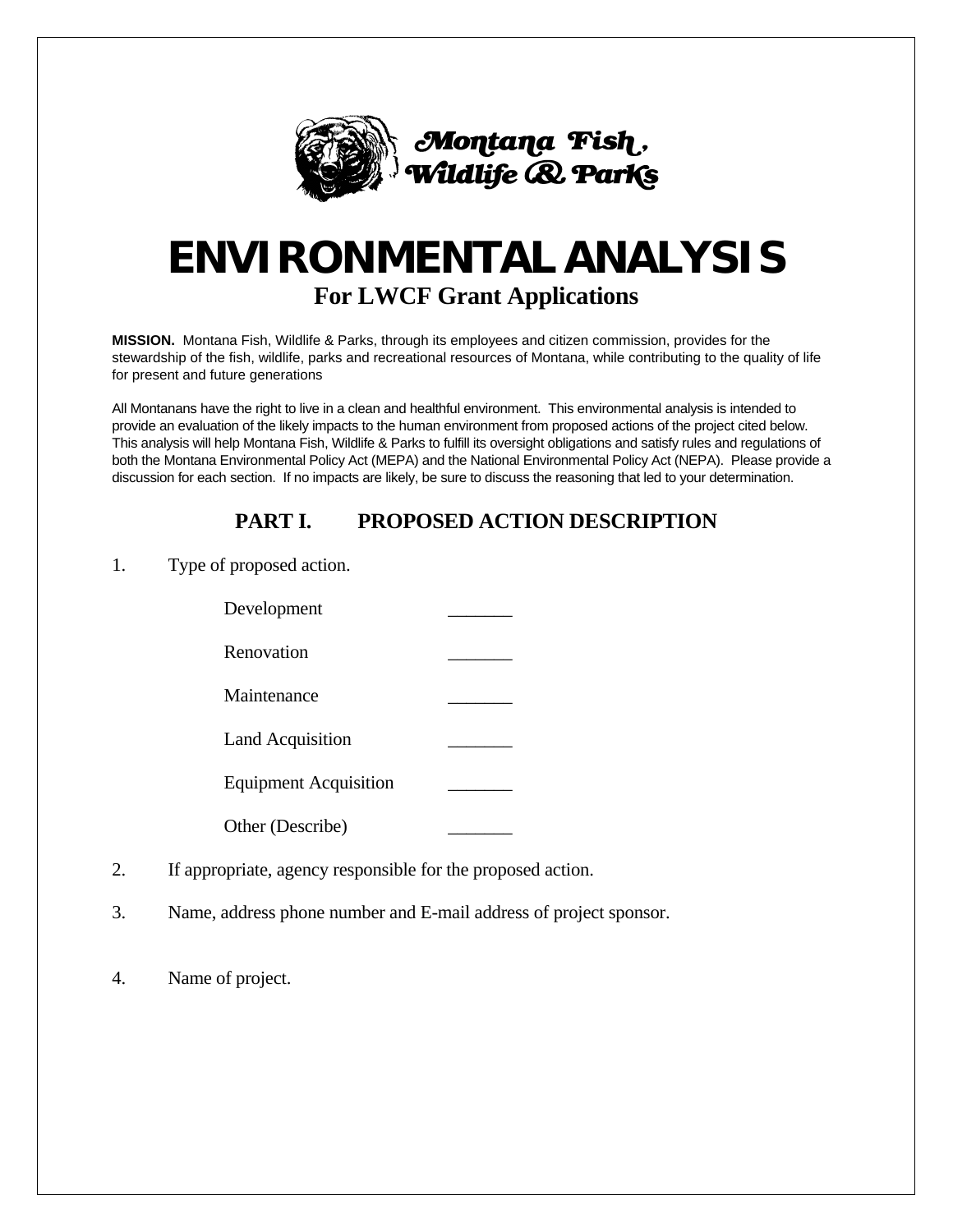Montana Fish, Wildlife & Parks

# ENVIRONMENTAL ANALYSIS

## For LWCF Grant Applications

**MISSION.** Montana Fish, Wildlife & Parks, through its employees and citizen commission, provides for the stewardship of the fish, wildlife, parks and recreational resources of Montana, while contributing to the quality of life for present and future generations

All Montanans have the right to live in a clean and healthful environment. This environmental analysis is intended to provide an evaluation of the likely impacts to the human environment from proposed actions of the project cited below. This analysis will help Montana Fish, Wildlife & Parks to fulfill its oversight obligations and satisfy rules and regulations of both the Montana Environmental Policy Act (MEPA) and the National Environmental Policy Act (NEPA). Please provide a discussion for each section. If no impacts are likely, be sure to discuss the reasoning that led to your determination.

## PART I. PROPOSED ACTION DESCRIPTION

1. Type of proposed action.

   Development _______

   Renovation _______

   Maintenance _______

   Land Acquisition _______

   Equipment Acquisition _______

   Other (Describe) _______

2. If appropriate, agency responsible for the proposed action.

3. Name, address phone number and E-mail address of project sponsor.

4. Name of project.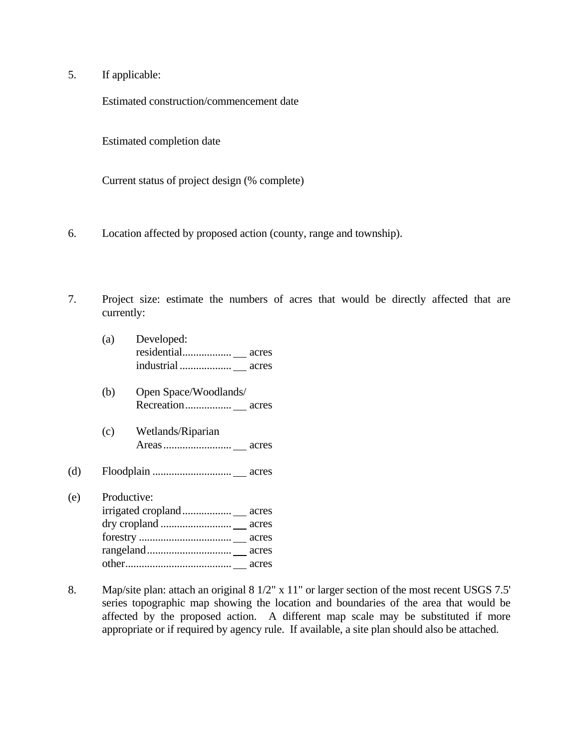5. If applicable:

   Estimated construction/commencement date

   Estimated completion date

   Current status of project design (% complete)

6. Location affected by proposed action (county, range and township).

7. Project size: estimate the numbers of acres that would be directly affected that are currently:

   (a) Developed:
   residential................. ___ acres
   industrial .................. ___ acres

   (b) Open Space/Woodlands/
   Recreation................ ___ acres

   (c) Wetlands/Riparian
   Areas........................ ___ acres

(d) Floodplain ............................ ___ acres

(e) Productive:
irrigated cropland................. ___ acres
dry cropland .......................... ___ acres
forestry ................................. ___ acres
rangeland.............................. ___ acres
other...................................... ___ acres

8. Map/site plan: attach an original 8 1/2" x 11" or larger section of the most recent USGS 7.5' series topographic map showing the location and boundaries of the area that would be affected by the proposed action. A different map scale may be substituted if more appropriate or if required by agency rule. If available, a site plan should also be attached.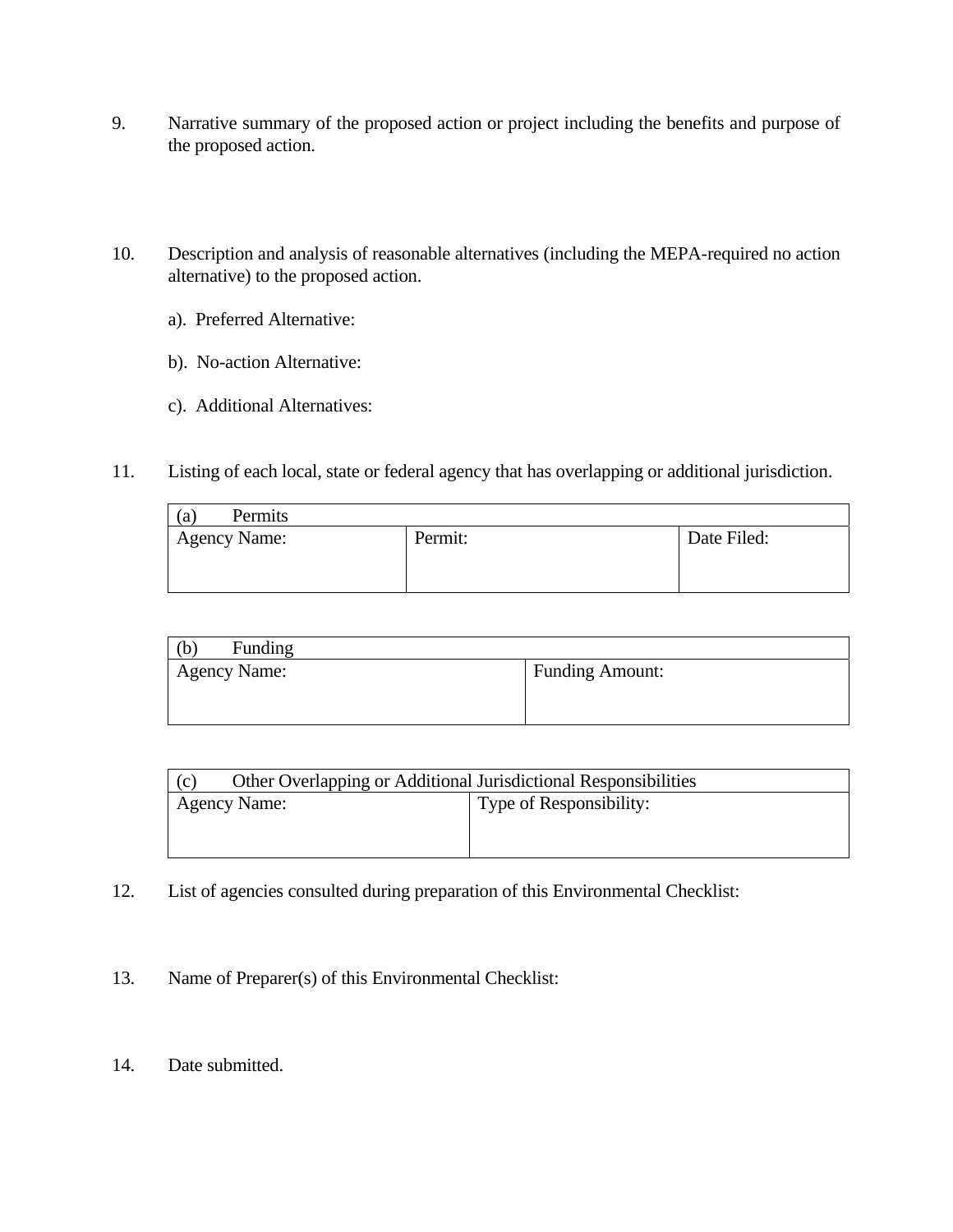9. Narrative summary of the proposed action or project including the benefits and purpose of the proposed action.

10. Description and analysis of reasonable alternatives (including the MEPA-required no action alternative) to the proposed action.

    a). Preferred Alternative:

    b). No-action Alternative:

    c). Additional Alternatives:

11. Listing of each local, state or federal agency that has overlapping or additional jurisdiction.

| (a) Permits | | |
|---|---|---|
| Agency Name: | Permit: | Date Filed: |

| (b) Funding | |
|---|---|
| Agency Name: | Funding Amount: |

| (c) Other Overlapping or Additional Jurisdictional Responsibilities | |
|---|---|
| Agency Name: | Type of Responsibility: |

12. List of agencies consulted during preparation of this Environmental Checklist:

13. Name of Preparer(s) of this Environmental Checklist:

14. Date submitted.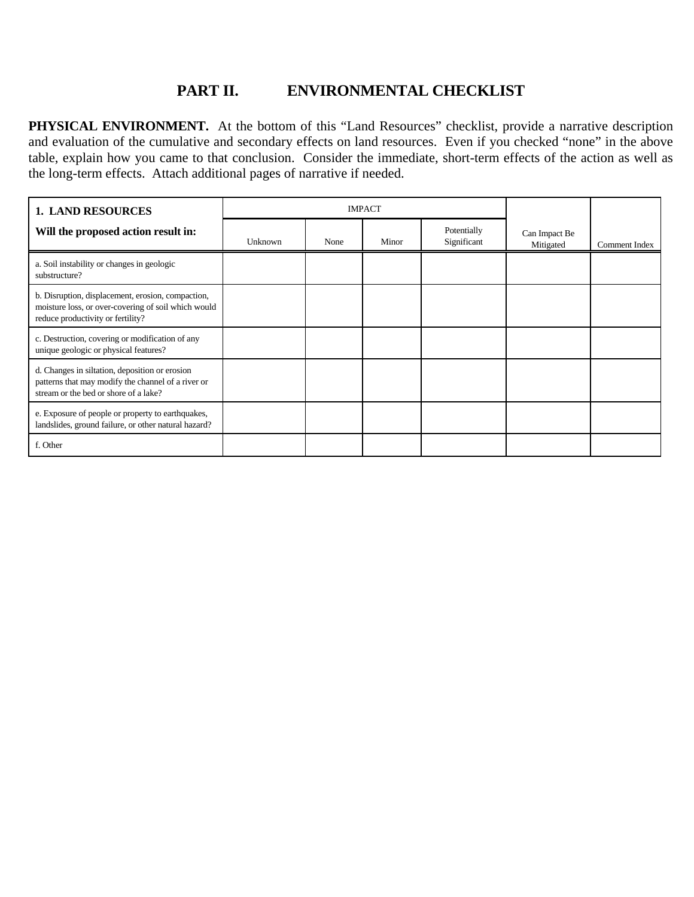# PART II. ENVIRONMENTAL CHECKLIST

**PHYSICAL ENVIRONMENT.** At the bottom of this "Land Resources" checklist, provide a narrative description and evaluation of the cumulative and secondary effects on land resources. Even if you checked "none" in the above table, explain how you came to that conclusion. Consider the immediate, short-term effects of the action as well as the long-term effects. Attach additional pages of narrative if needed.

| **1. LAND RESOURCES** | IMPACT | | | | | |
|---|---|---|---|---|---|---|
| **Will the proposed action result in:** | Unknown | None | Minor | Potentially Significant | Can Impact Be Mitigated | Comment Index |
| a. Soil instability or changes in geologic substructure? | | | | | | |
| b. Disruption, displacement, erosion, compaction, moisture loss, or over-covering of soil which would reduce productivity or fertility? | | | | | | |
| c. Destruction, covering or modification of any unique geologic or physical features? | | | | | | |
| d. Changes in siltation, deposition or erosion patterns that may modify the channel of a river or stream or the bed or shore of a lake? | | | | | | |
| e. Exposure of people or property to earthquakes, landslides, ground failure, or other natural hazard? | | | | | | |
| f. Other | | | | | | |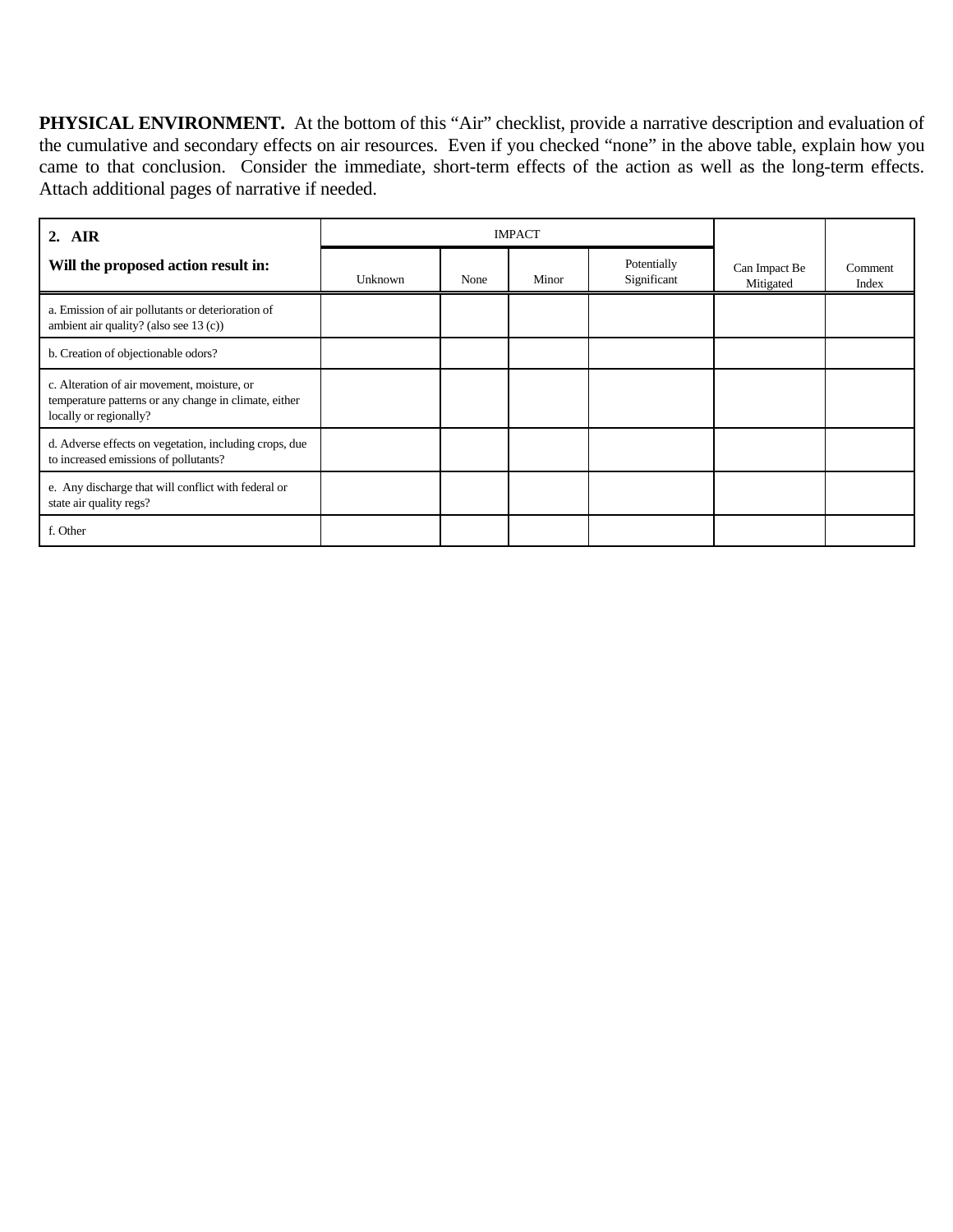**PHYSICAL ENVIRONMENT.** At the bottom of this "Air" checklist, provide a narrative description and evaluation of the cumulative and secondary effects on air resources. Even if you checked "none" in the above table, explain how you came to that conclusion. Consider the immediate, short-term effects of the action as well as the long-term effects. Attach additional pages of narrative if needed.

| **2. AIR** | IMPACT | | | | | |
|---|---|---|---|---|---|---|
| **Will the proposed action result in:** | Unknown | None | Minor | Potentially Significant | Can Impact Be Mitigated | Comment Index |
| a. Emission of air pollutants or deterioration of ambient air quality? (also see 13 (c)) | | | | | | |
| b. Creation of objectionable odors? | | | | | | |
| c. Alteration of air movement, moisture, or temperature patterns or any change in climate, either locally or regionally? | | | | | | |
| d. Adverse effects on vegetation, including crops, due to increased emissions of pollutants? | | | | | | |
| e. Any discharge that will conflict with federal or state air quality regs? | | | | | | |
| f. Other | | | | | | |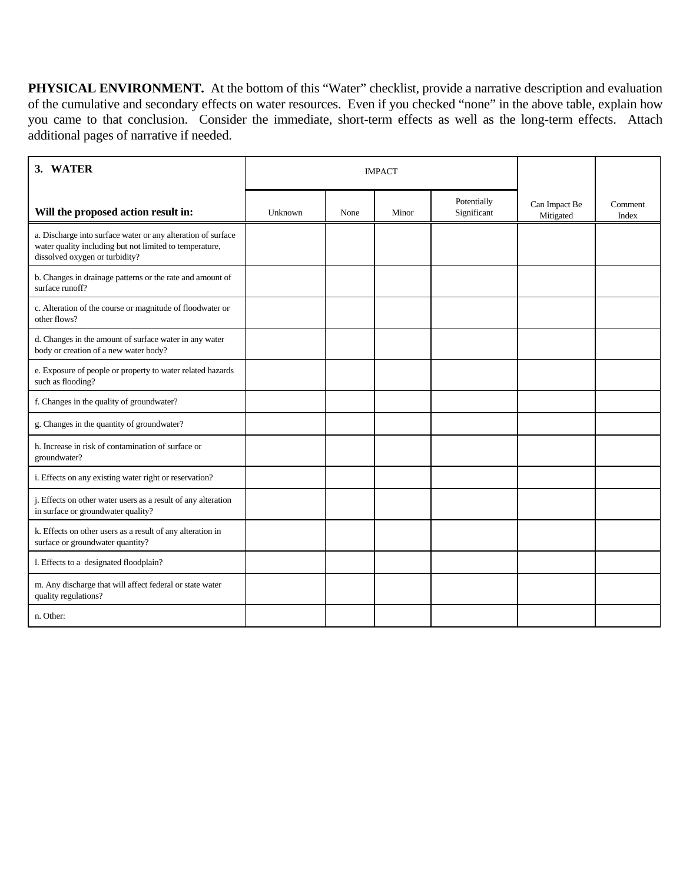**PHYSICAL ENVIRONMENT.** At the bottom of this "Water" checklist, provide a narrative description and evaluation of the cumulative and secondary effects on water resources. Even if you checked "none" in the above table, explain how you came to that conclusion. Consider the immediate, short-term effects as well as the long-term effects. Attach additional pages of narrative if needed.

| **3. WATER** | IMPACT | | | | | |
|---|---|---|---|---|---|---|
| **Will the proposed action result in:** | Unknown | None | Minor | Potentially Significant | Can Impact Be Mitigated | Comment Index |
| a. Discharge into surface water or any alteration of surface water quality including but not limited to temperature, dissolved oxygen or turbidity? | | | | | | |
| b. Changes in drainage patterns or the rate and amount of surface runoff? | | | | | | |
| c. Alteration of the course or magnitude of floodwater or other flows? | | | | | | |
| d. Changes in the amount of surface water in any water body or creation of a new water body? | | | | | | |
| e. Exposure of people or property to water related hazards such as flooding? | | | | | | |
| f. Changes in the quality of groundwater? | | | | | | |
| g. Changes in the quantity of groundwater? | | | | | | |
| h. Increase in risk of contamination of surface or groundwater? | | | | | | |
| i. Effects on any existing water right or reservation? | | | | | | |
| j. Effects on other water users as a result of any alteration in surface or groundwater quality? | | | | | | |
| k. Effects on other users as a result of any alteration in surface or groundwater quantity? | | | | | | |
| l. Effects to a designated floodplain? | | | | | | |
| m. Any discharge that will affect federal or state water quality regulations? | | | | | | |
| n. Other: | | | | | | |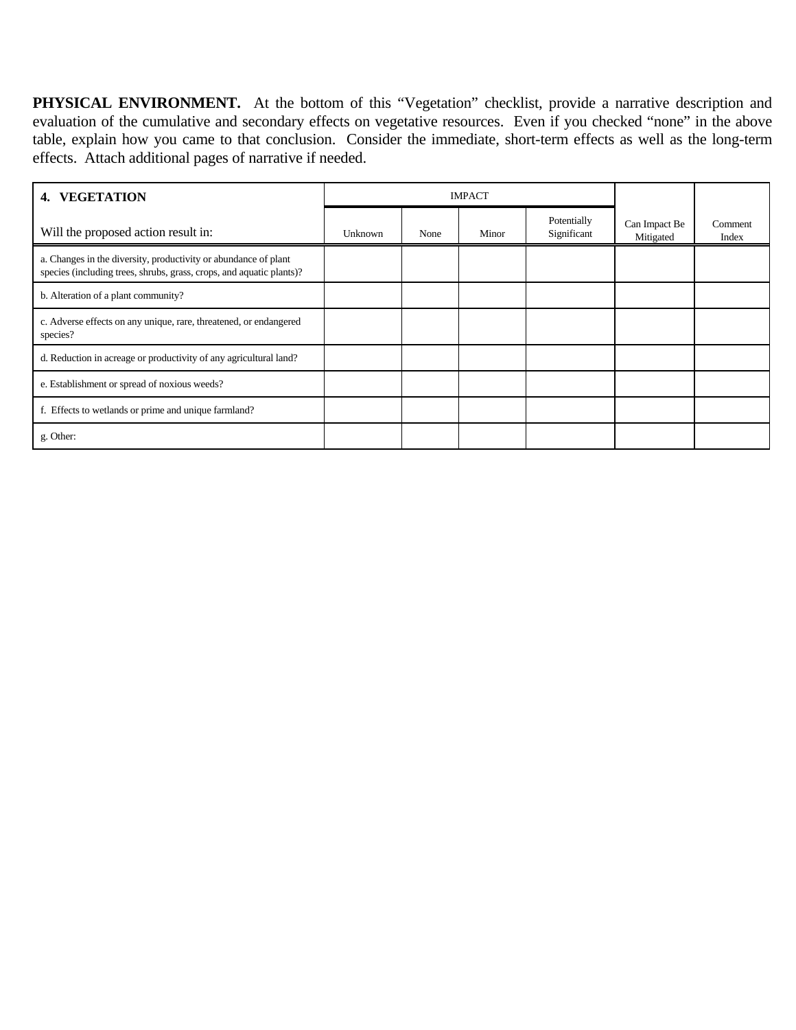**PHYSICAL ENVIRONMENT.** At the bottom of this "Vegetation" checklist, provide a narrative description and evaluation of the cumulative and secondary effects on vegetative resources. Even if you checked "none" in the above table, explain how you came to that conclusion. Consider the immediate, short-term effects as well as the long-term effects. Attach additional pages of narrative if needed.

| **4. VEGETATION** | IMPACT | | | | | |
|---|---|---|---|---|---|---|
| Will the proposed action result in: | Unknown | None | Minor | Potentially Significant | Can Impact Be Mitigated | Comment Index |
| a. Changes in the diversity, productivity or abundance of plant species (including trees, shrubs, grass, crops, and aquatic plants)? | | | | | | |
| b. Alteration of a plant community? | | | | | | |
| c. Adverse effects on any unique, rare, threatened, or endangered species? | | | | | | |
| d. Reduction in acreage or productivity of any agricultural land? | | | | | | |
| e. Establishment or spread of noxious weeds? | | | | | | |
| f. Effects to wetlands or prime and unique farmland? | | | | | | |
| g. Other: | | | | | | |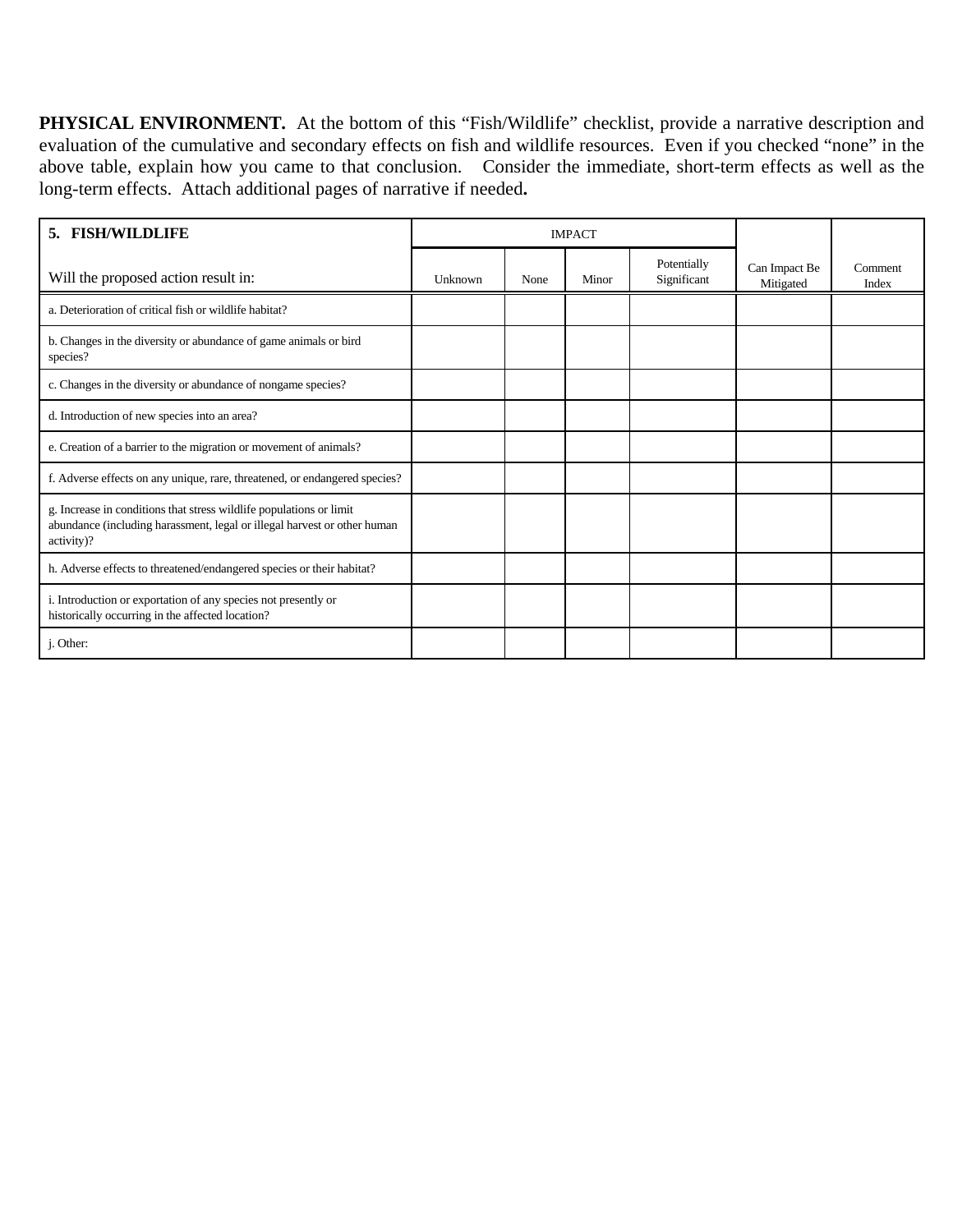**PHYSICAL ENVIRONMENT.** At the bottom of this "Fish/Wildlife" checklist, provide a narrative description and evaluation of the cumulative and secondary effects on fish and wildlife resources. Even if you checked "none" in the above table, explain how you came to that conclusion. Consider the immediate, short-term effects as well as the long-term effects. Attach additional pages of narrative if needed**.**

| **5. FISH/WILDLIFE** | IMPACT | | | | | |
|---|---|---|---|---|---|---|
| Will the proposed action result in: | Unknown | None | Minor | Potentially Significant | Can Impact Be Mitigated | Comment Index |
| a. Deterioration of critical fish or wildlife habitat? | | | | | | |
| b. Changes in the diversity or abundance of game animals or bird species? | | | | | | |
| c. Changes in the diversity or abundance of nongame species? | | | | | | |
| d. Introduction of new species into an area? | | | | | | |
| e. Creation of a barrier to the migration or movement of animals? | | | | | | |
| f. Adverse effects on any unique, rare, threatened, or endangered species? | | | | | | |
| g. Increase in conditions that stress wildlife populations or limit abundance (including harassment, legal or illegal harvest or other human activity)? | | | | | | |
| h. Adverse effects to threatened/endangered species or their habitat? | | | | | | |
| i. Introduction or exportation of any species not presently or historically occurring in the affected location? | | | | | | |
| j. Other: | | | | | | |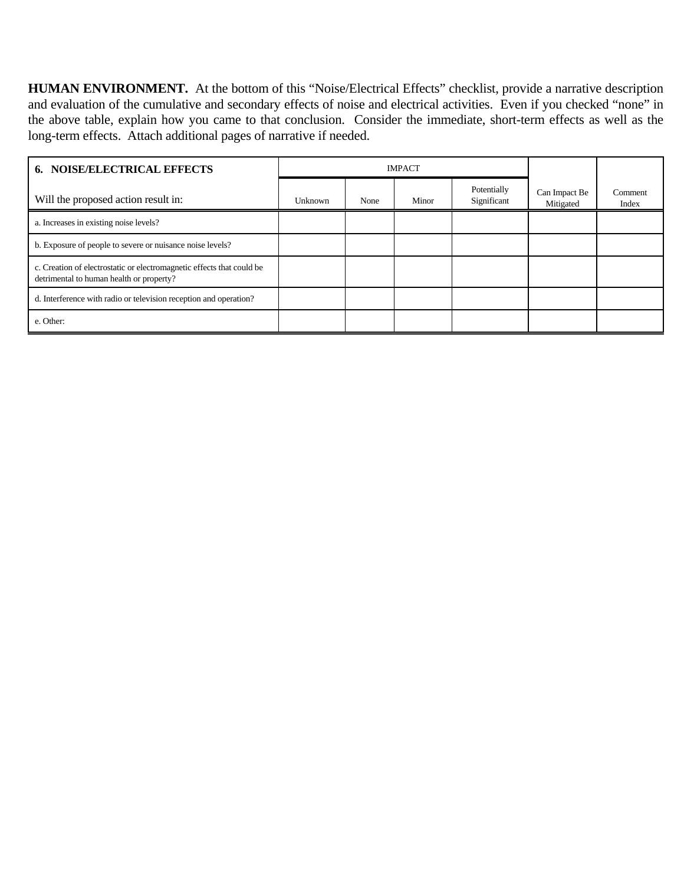**HUMAN ENVIRONMENT.** At the bottom of this "Noise/Electrical Effects" checklist, provide a narrative description and evaluation of the cumulative and secondary effects of noise and electrical activities. Even if you checked "none" in the above table, explain how you came to that conclusion. Consider the immediate, short-term effects as well as the long-term effects. Attach additional pages of narrative if needed.

| **6. NOISE/ELECTRICAL EFFECTS** | IMPACT | | | | | |
|---|---|---|---|---|---|---|
| Will the proposed action result in: | Unknown | None | Minor | Potentially Significant | Can Impact Be Mitigated | Comment Index |
| a. Increases in existing noise levels? | | | | | | |
| b. Exposure of people to severe or nuisance noise levels? | | | | | | |
| c. Creation of electrostatic or electromagnetic effects that could be detrimental to human health or property? | | | | | | |
| d. Interference with radio or television reception and operation? | | | | | | |
| e. Other: | | | | | | |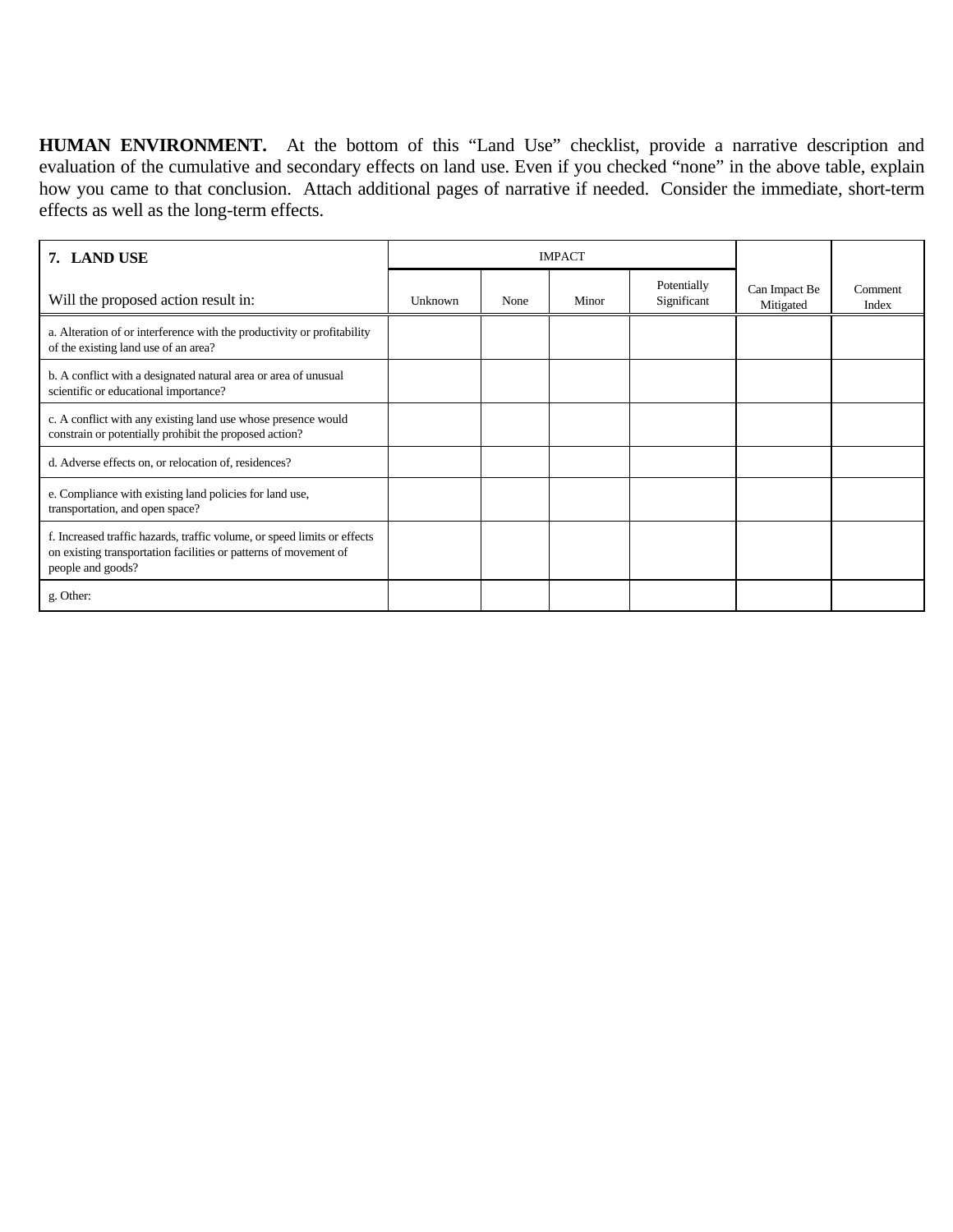**HUMAN ENVIRONMENT.** At the bottom of this "Land Use" checklist, provide a narrative description and evaluation of the cumulative and secondary effects on land use. Even if you checked "none" in the above table, explain how you came to that conclusion. Attach additional pages of narrative if needed. Consider the immediate, short-term effects as well as the long-term effects.

| **7. LAND USE** | IMPACT | | | | | |
|---|---|---|---|---|---|---|
| Will the proposed action result in: | Unknown | None | Minor | Potentially Significant | Can Impact Be Mitigated | Comment Index |
| a. Alteration of or interference with the productivity or profitability of the existing land use of an area? | | | | | | |
| b. A conflict with a designated natural area or area of unusual scientific or educational importance? | | | | | | |
| c. A conflict with any existing land use whose presence would constrain or potentially prohibit the proposed action? | | | | | | |
| d. Adverse effects on, or relocation of, residences? | | | | | | |
| e. Compliance with existing land policies for land use, transportation, and open space? | | | | | | |
| f. Increased traffic hazards, traffic volume, or speed limits or effects on existing transportation facilities or patterns of movement of people and goods? | | | | | | |
| g. Other: | | | | | | |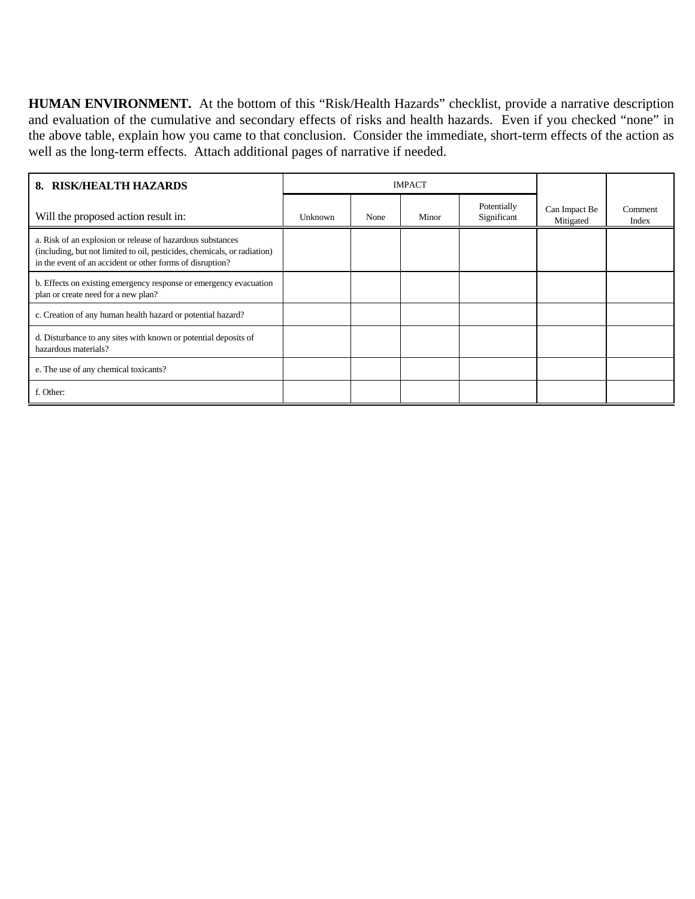**HUMAN ENVIRONMENT.** At the bottom of this "Risk/Health Hazards" checklist, provide a narrative description and evaluation of the cumulative and secondary effects of risks and health hazards. Even if you checked "none" in the above table, explain how you came to that conclusion. Consider the immediate, short-term effects of the action as well as the long-term effects. Attach additional pages of narrative if needed.

| **8. RISK/HEALTH HAZARDS** | IMPACT | | | | | |
|---|---|---|---|---|---|---|
| Will the proposed action result in: | Unknown | None | Minor | Potentially Significant | Can Impact Be Mitigated | Comment Index |
| a. Risk of an explosion or release of hazardous substances (including, but not limited to oil, pesticides, chemicals, or radiation) in the event of an accident or other forms of disruption? | | | | | | |
| b. Effects on existing emergency response or emergency evacuation plan or create need for a new plan? | | | | | | |
| c. Creation of any human health hazard or potential hazard? | | | | | | |
| d. Disturbance to any sites with known or potential deposits of hazardous materials? | | | | | | |
| e. The use of any chemical toxicants? | | | | | | |
| f. Other: | | | | | | |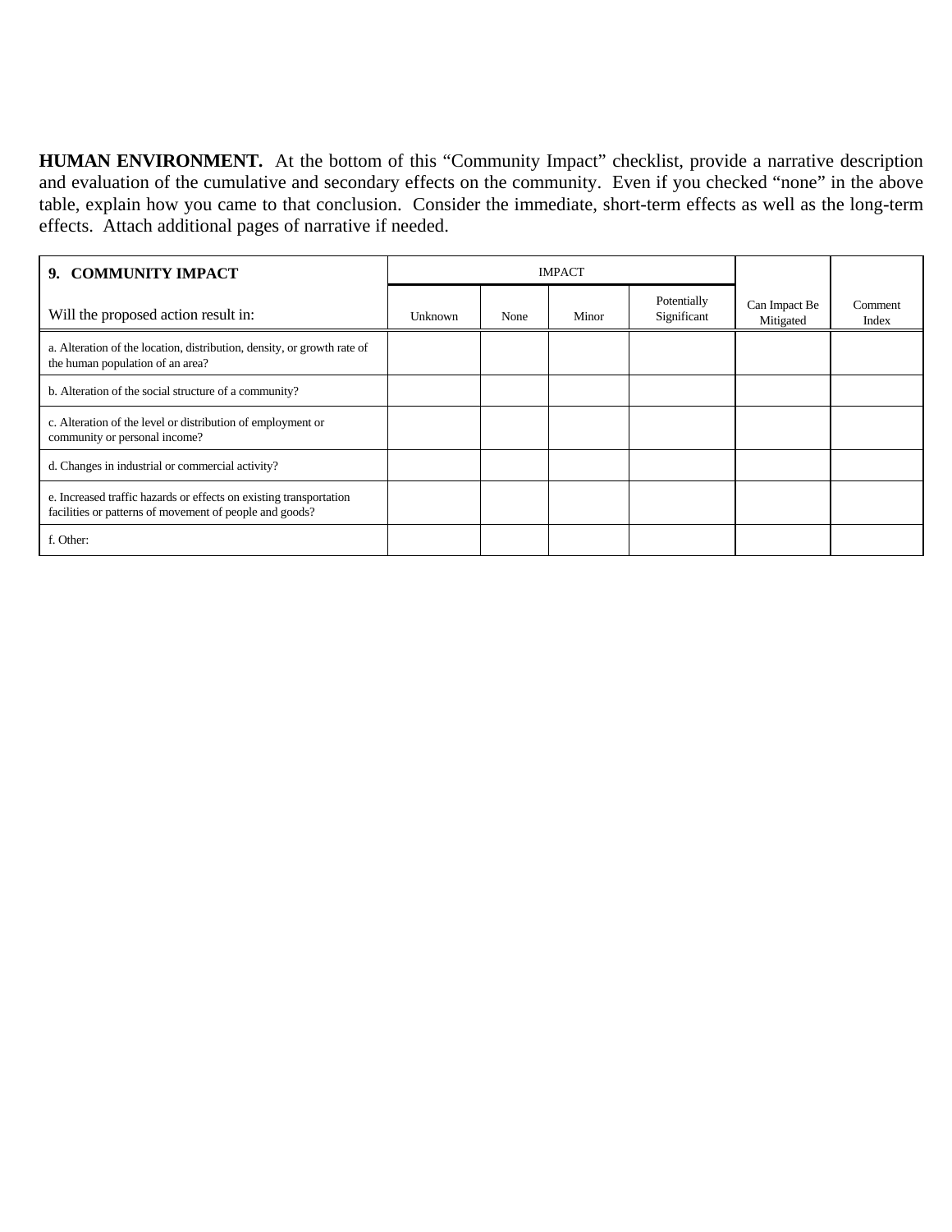**HUMAN ENVIRONMENT.** At the bottom of this "Community Impact" checklist, provide a narrative description and evaluation of the cumulative and secondary effects on the community. Even if you checked "none" in the above table, explain how you came to that conclusion. Consider the immediate, short-term effects as well as the long-term effects. Attach additional pages of narrative if needed.

| **9. COMMUNITY IMPACT** | IMPACT | | | | Can Impact Be Mitigated | Comment Index |
|---|---|---|---|---|---|---|
| Will the proposed action result in: | Unknown | None | Minor | Potentially Significant | | |
| a. Alteration of the location, distribution, density, or growth rate of the human population of an area? | | | | | | |
| b. Alteration of the social structure of a community? | | | | | | |
| c. Alteration of the level or distribution of employment or community or personal income? | | | | | | |
| d. Changes in industrial or commercial activity? | | | | | | |
| e. Increased traffic hazards or effects on existing transportation facilities or patterns of movement of people and goods? | | | | | | |
| f. Other: | | | | | | |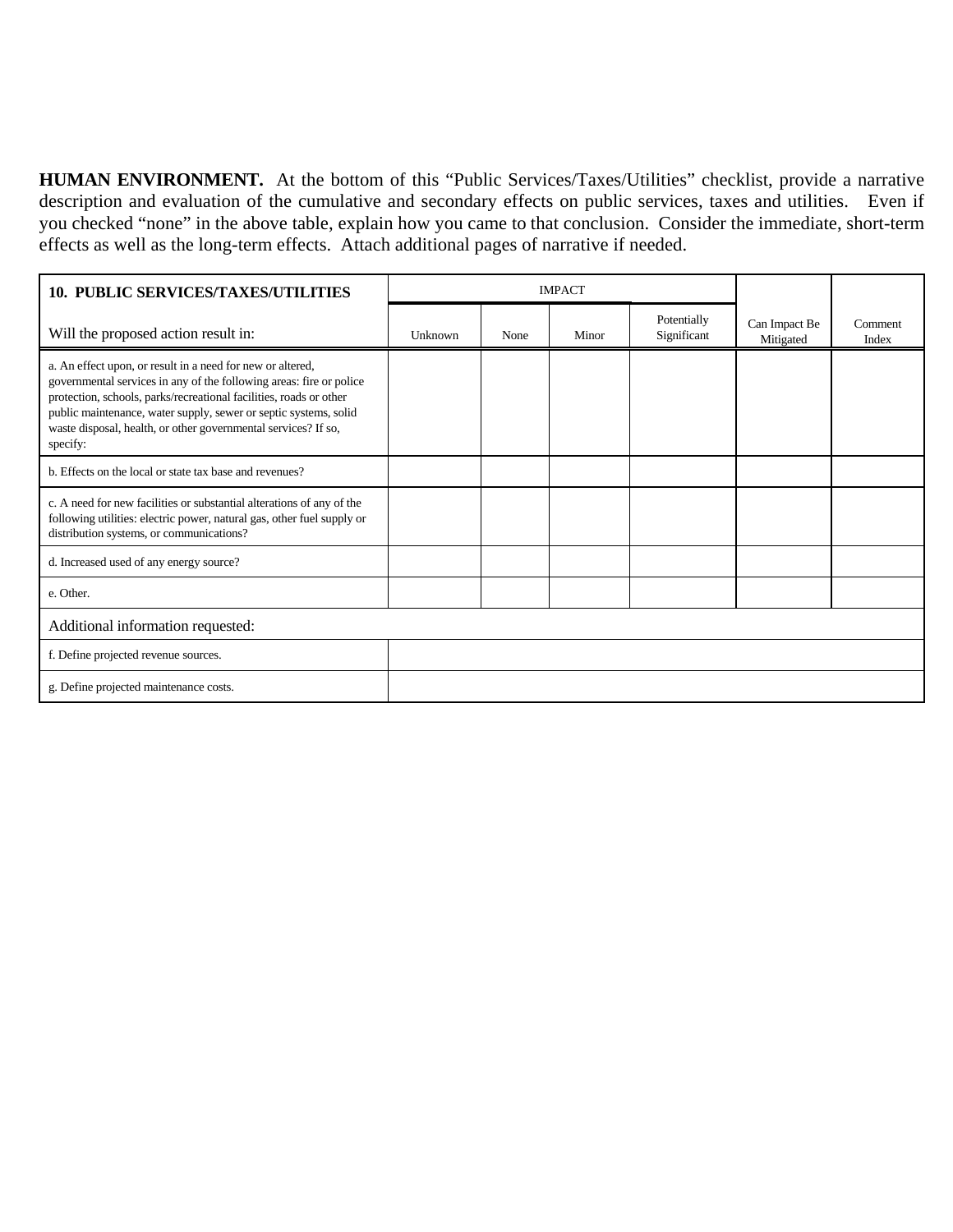**HUMAN ENVIRONMENT.** At the bottom of this "Public Services/Taxes/Utilities" checklist, provide a narrative description and evaluation of the cumulative and secondary effects on public services, taxes and utilities. Even if you checked "none" in the above table, explain how you came to that conclusion. Consider the immediate, short-term effects as well as the long-term effects. Attach additional pages of narrative if needed.

| **10. PUBLIC SERVICES/TAXES/UTILITIES** | IMPACT | | | | | |
|---|---|---|---|---|---|---|
| Will the proposed action result in: | Unknown | None | Minor | Potentially Significant | Can Impact Be Mitigated | Comment Index |
| a. An effect upon, or result in a need for new or altered, governmental services in any of the following areas: fire or police protection, schools, parks/recreational facilities, roads or other public maintenance, water supply, sewer or septic systems, solid waste disposal, health, or other governmental services? If so, specify: | | | | | | |
| b. Effects on the local or state tax base and revenues? | | | | | | |
| c. A need for new facilities or substantial alterations of any of the following utilities: electric power, natural gas, other fuel supply or distribution systems, or communications? | | | | | | |
| d. Increased used of any energy source? | | | | | | |
| e. Other. | | | | | | |
| Additional information requested: | | | | | | |
| f. Define projected revenue sources. | | | | | | |
| g. Define projected maintenance costs. | | | | | | |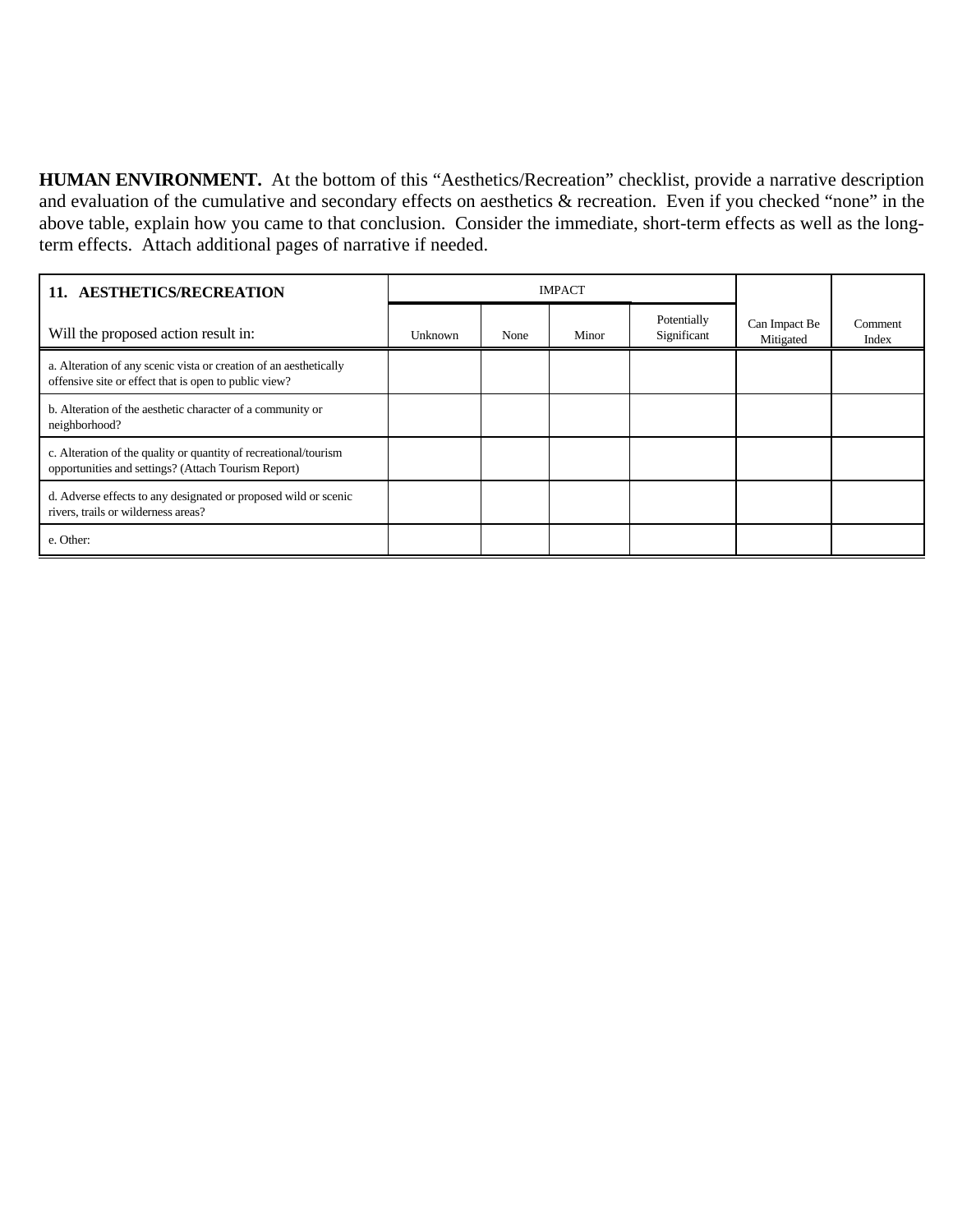**HUMAN ENVIRONMENT.** At the bottom of this "Aesthetics/Recreation" checklist, provide a narrative description and evaluation of the cumulative and secondary effects on aesthetics & recreation. Even if you checked "none" in the above table, explain how you came to that conclusion. Consider the immediate, short-term effects as well as the long-term effects. Attach additional pages of narrative if needed.

| **11. AESTHETICS/RECREATION** | IMPACT | | | | | |
|---|---|---|---|---|---|---|
| Will the proposed action result in: | Unknown | None | Minor | Potentially Significant | Can Impact Be Mitigated | Comment Index |
| a. Alteration of any scenic vista or creation of an aesthetically offensive site or effect that is open to public view? | | | | | | |
| b. Alteration of the aesthetic character of a community or neighborhood? | | | | | | |
| c. Alteration of the quality or quantity of recreational/tourism opportunities and settings? (Attach Tourism Report) | | | | | | |
| d. Adverse effects to any designated or proposed wild or scenic rivers, trails or wilderness areas? | | | | | | |
| e. Other: | | | | | | |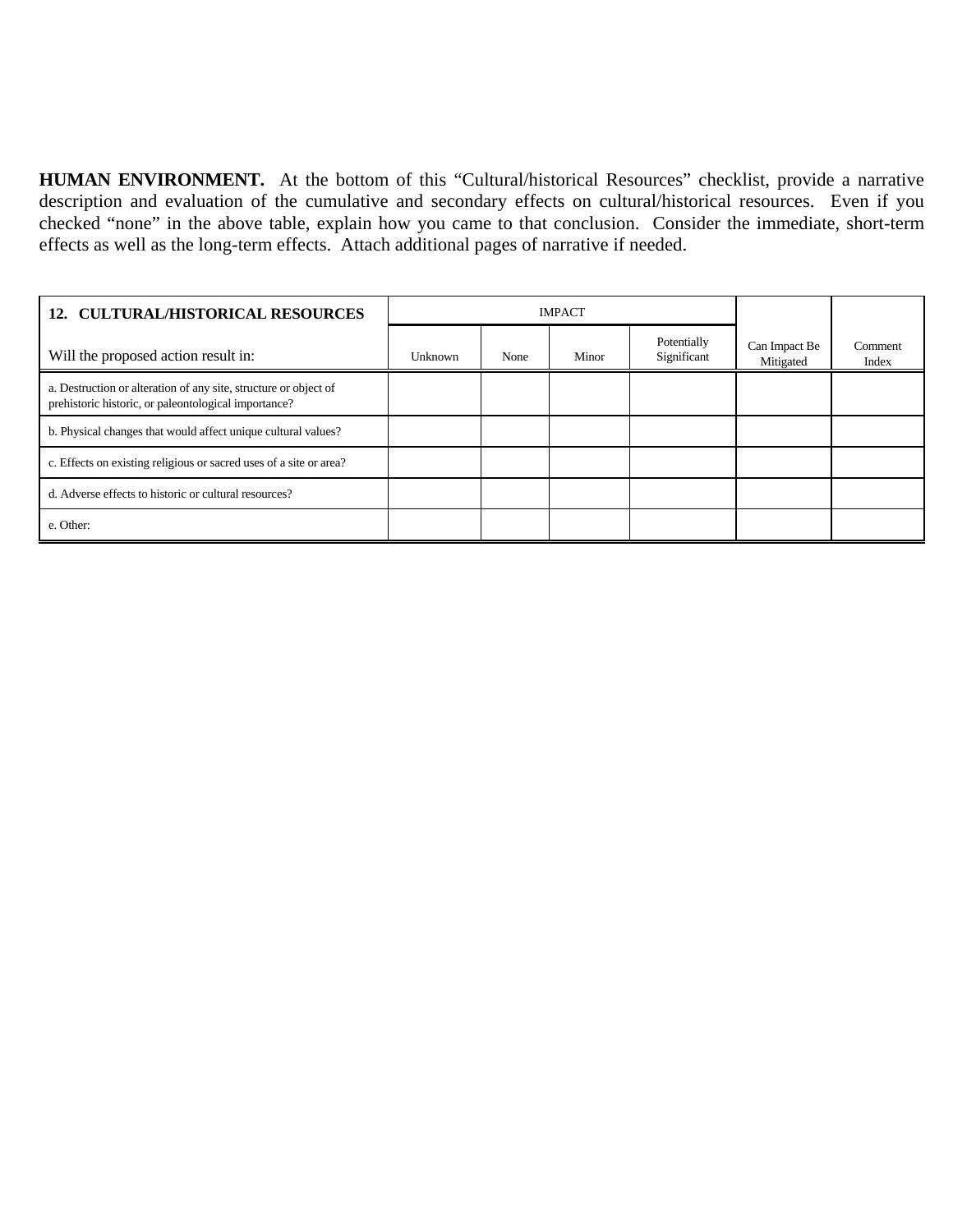**HUMAN ENVIRONMENT.** At the bottom of this "Cultural/historical Resources" checklist, provide a narrative description and evaluation of the cumulative and secondary effects on cultural/historical resources. Even if you checked "none" in the above table, explain how you came to that conclusion. Consider the immediate, short-term effects as well as the long-term effects. Attach additional pages of narrative if needed.

| **12. CULTURAL/HISTORICAL RESOURCES** | IMPACT | | | | | |
|---|---|---|---|---|---|---|
| Will the proposed action result in: | Unknown | None | Minor | Potentially Significant | Can Impact Be Mitigated | Comment Index |
| a. Destruction or alteration of any site, structure or object of prehistoric historic, or paleontological importance? | | | | | | |
| b. Physical changes that would affect unique cultural values? | | | | | | |
| c. Effects on existing religious or sacred uses of a site or area? | | | | | | |
| d. Adverse effects to historic or cultural resources? | | | | | | |
| e. Other: | | | | | | |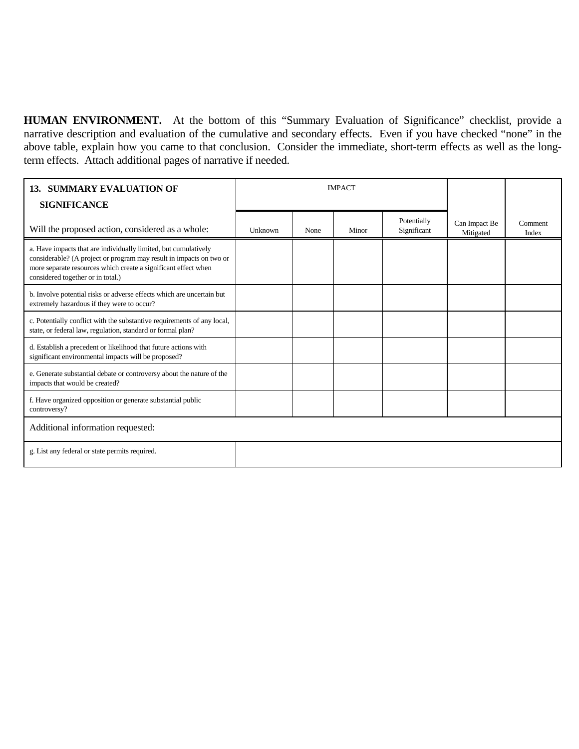**HUMAN ENVIRONMENT.** At the bottom of this "Summary Evaluation of Significance" checklist, provide a narrative description and evaluation of the cumulative and secondary effects. Even if you have checked "none" in the above table, explain how you came to that conclusion. Consider the immediate, short-term effects as well as the long-term effects. Attach additional pages of narrative if needed.

| **13. SUMMARY EVALUATION OF SIGNIFICANCE** | IMPACT | | | | | |
|---|---|---|---|---|---|---|
| Will the proposed action, considered as a whole: | Unknown | None | Minor | Potentially Significant | Can Impact Be Mitigated | Comment Index |
| a. Have impacts that are individually limited, but cumulatively considerable? (A project or program may result in impacts on two or more separate resources which create a significant effect when considered together or in total.) | | | | | | |
| b. Involve potential risks or adverse effects which are uncertain but extremely hazardous if they were to occur? | | | | | | |
| c. Potentially conflict with the substantive requirements of any local, state, or federal law, regulation, standard or formal plan? | | | | | | |
| d. Establish a precedent or likelihood that future actions with significant environmental impacts will be proposed? | | | | | | |
| e. Generate substantial debate or controversy about the nature of the impacts that would be created? | | | | | | |
| f. Have organized opposition or generate substantial public controversy? | | | | | | |
| Additional information requested: | | | | | | |
| g. List any federal or state permits required. | | | | | | |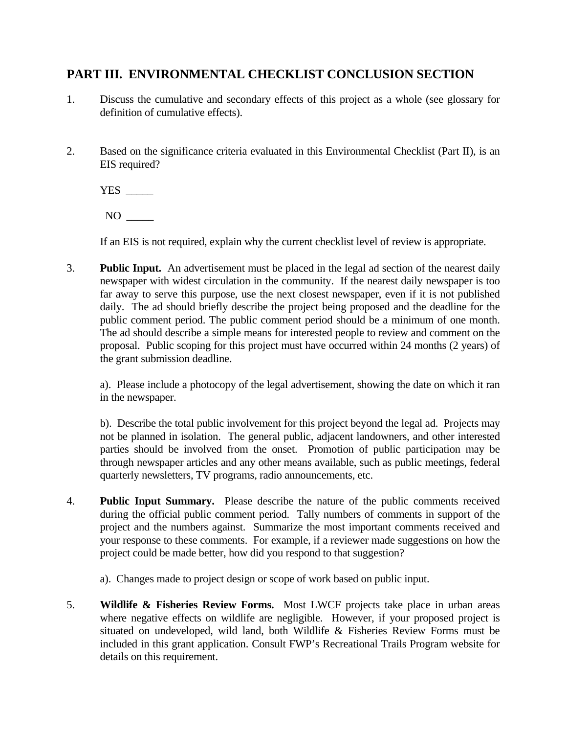## PART III. ENVIRONMENTAL CHECKLIST CONCLUSION SECTION

1. Discuss the cumulative and secondary effects of this project as a whole (see glossary for definition of cumulative effects).

2. Based on the significance criteria evaluated in this Environmental Checklist (Part II), is an EIS required?

   YES _____

   NO _____

   If an EIS is not required, explain why the current checklist level of review is appropriate.

3. **Public Input.** An advertisement must be placed in the legal ad section of the nearest daily newspaper with widest circulation in the community. If the nearest daily newspaper is too far away to serve this purpose, use the next closest newspaper, even if it is not published daily. The ad should briefly describe the project being proposed and the deadline for the public comment period. The public comment period should be a minimum of one month. The ad should describe a simple means for interested people to review and comment on the proposal. Public scoping for this project must have occurred within 24 months (2 years) of the grant submission deadline.

   a). Please include a photocopy of the legal advertisement, showing the date on which it ran in the newspaper.

   b). Describe the total public involvement for this project beyond the legal ad. Projects may not be planned in isolation. The general public, adjacent landowners, and other interested parties should be involved from the onset. Promotion of public participation may be through newspaper articles and any other means available, such as public meetings, federal quarterly newsletters, TV programs, radio announcements, etc.

4. **Public Input Summary.** Please describe the nature of the public comments received during the official public comment period. Tally numbers of comments in support of the project and the numbers against. Summarize the most important comments received and your response to these comments. For example, if a reviewer made suggestions on how the project could be made better, how did you respond to that suggestion?

   a). Changes made to project design or scope of work based on public input.

5. **Wildlife & Fisheries Review Forms.** Most LWCF projects take place in urban areas where negative effects on wildlife are negligible. However, if your proposed project is situated on undeveloped, wild land, both Wildlife & Fisheries Review Forms must be included in this grant application. Consult FWP's Recreational Trails Program website for details on this requirement.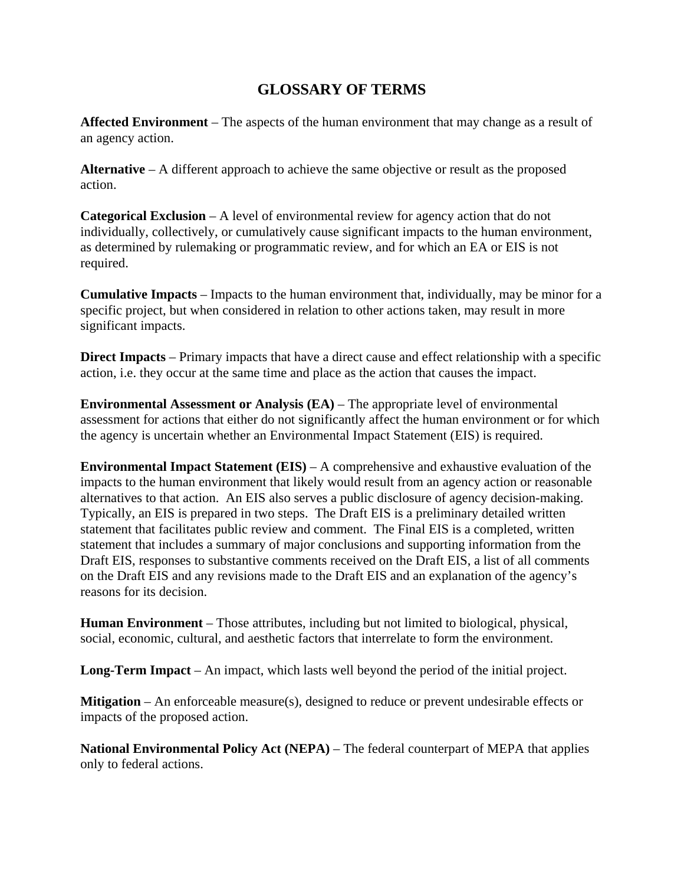# GLOSSARY OF TERMS

**Affected Environment** – The aspects of the human environment that may change as a result of an agency action.

**Alternative** – A different approach to achieve the same objective or result as the proposed action.

**Categorical Exclusion** – A level of environmental review for agency action that do not individually, collectively, or cumulatively cause significant impacts to the human environment, as determined by rulemaking or programmatic review, and for which an EA or EIS is not required.

**Cumulative Impacts** – Impacts to the human environment that, individually, may be minor for a specific project, but when considered in relation to other actions taken, may result in more significant impacts.

**Direct Impacts** – Primary impacts that have a direct cause and effect relationship with a specific action, i.e. they occur at the same time and place as the action that causes the impact.

**Environmental Assessment or Analysis (EA)** – The appropriate level of environmental assessment for actions that either do not significantly affect the human environment or for which the agency is uncertain whether an Environmental Impact Statement (EIS) is required.

**Environmental Impact Statement (EIS)** – A comprehensive and exhaustive evaluation of the impacts to the human environment that likely would result from an agency action or reasonable alternatives to that action. An EIS also serves a public disclosure of agency decision-making. Typically, an EIS is prepared in two steps. The Draft EIS is a preliminary detailed written statement that facilitates public review and comment. The Final EIS is a completed, written statement that includes a summary of major conclusions and supporting information from the Draft EIS, responses to substantive comments received on the Draft EIS, a list of all comments on the Draft EIS and any revisions made to the Draft EIS and an explanation of the agency's reasons for its decision.

**Human Environment** – Those attributes, including but not limited to biological, physical, social, economic, cultural, and aesthetic factors that interrelate to form the environment.

**Long-Term Impact** – An impact, which lasts well beyond the period of the initial project.

**Mitigation** – An enforceable measure(s), designed to reduce or prevent undesirable effects or impacts of the proposed action.

**National Environmental Policy Act (NEPA)** – The federal counterpart of MEPA that applies only to federal actions.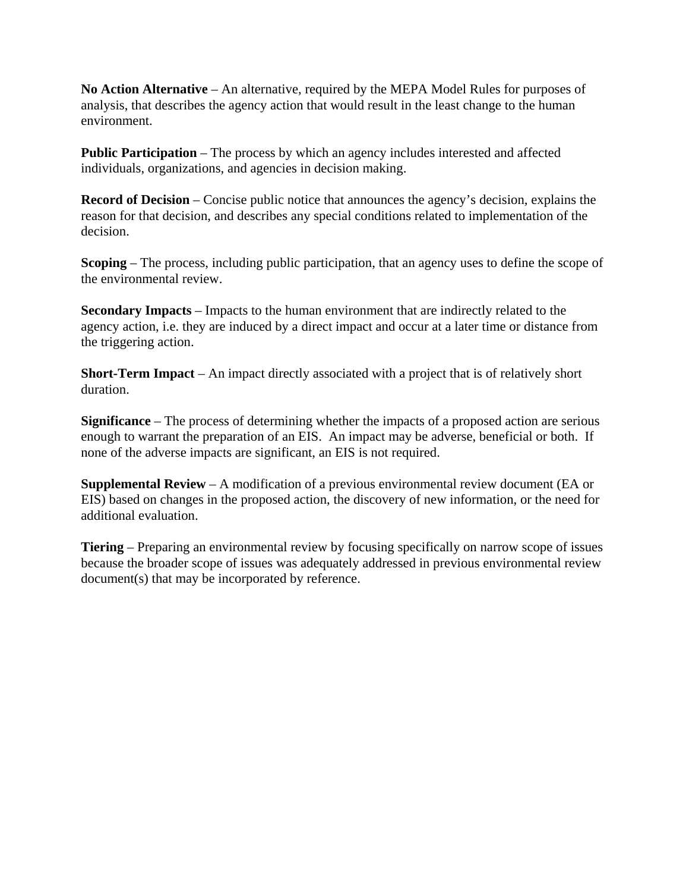**No Action Alternative** – An alternative, required by the MEPA Model Rules for purposes of analysis, that describes the agency action that would result in the least change to the human environment.

**Public Participation** – The process by which an agency includes interested and affected individuals, organizations, and agencies in decision making.

**Record of Decision** – Concise public notice that announces the agency's decision, explains the reason for that decision, and describes any special conditions related to implementation of the decision.

**Scoping** – The process, including public participation, that an agency uses to define the scope of the environmental review.

**Secondary Impacts** – Impacts to the human environment that are indirectly related to the agency action, i.e. they are induced by a direct impact and occur at a later time or distance from the triggering action.

**Short-Term Impact** – An impact directly associated with a project that is of relatively short duration.

**Significance** – The process of determining whether the impacts of a proposed action are serious enough to warrant the preparation of an EIS. An impact may be adverse, beneficial or both. If none of the adverse impacts are significant, an EIS is not required.

**Supplemental Review** – A modification of a previous environmental review document (EA or EIS) based on changes in the proposed action, the discovery of new information, or the need for additional evaluation.

**Tiering** – Preparing an environmental review by focusing specifically on narrow scope of issues because the broader scope of issues was adequately addressed in previous environmental review document(s) that may be incorporated by reference.